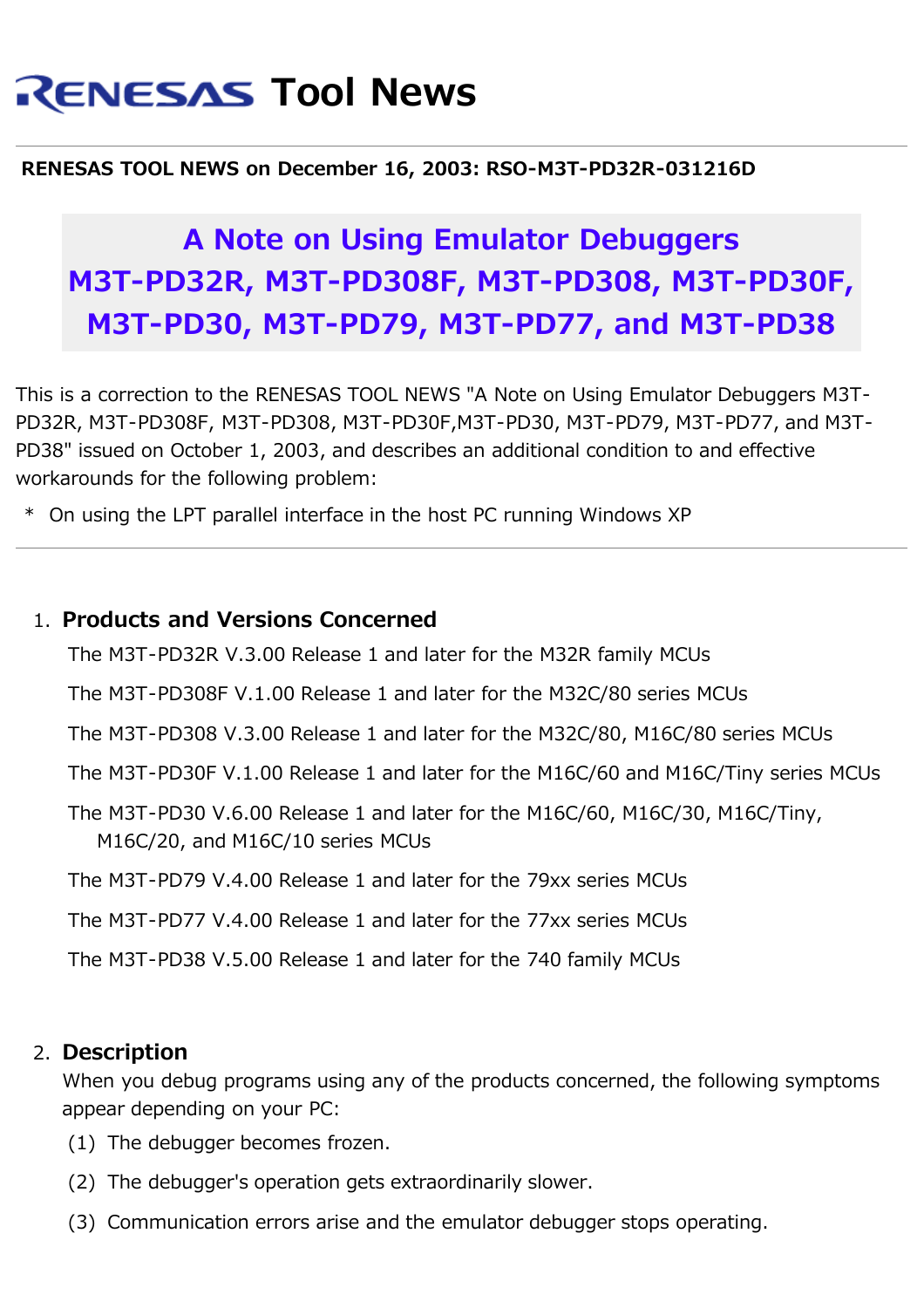# RENESAS Tool News

**RENESAS TOOL NEWS on December 16, 2003: RSO-M3T-PD32R-031216D**

## A Note on Using Emulator Debuggers M3T-PD32R, M3T-PD308F, M3T-PD308, M3T-PD30F, M3T-PD30, M3T-PD79, M3T-PD77, and M3T-PD38

This is a correction to the RENESAS TOOL NEWS "A Note on Using Emulator Debuggers M3T-PD32R, M3T-PD308F, M3T-PD308, M3T-PD30F,M3T-PD30, M3T-PD79, M3T-PD77, and M3T-PD38" issued on October 1, 2003, and describes an additional condition to and effective workarounds for the following problem:

* On using the LPT parallel interface in the host PC running Windows XP

---

1. **Products and Versions Concerned**

   The M3T-PD32R V.3.00 Release 1 and later for the M32R family MCUs

   The M3T-PD308F V.1.00 Release 1 and later for the M32C/80 series MCUs

   The M3T-PD308 V.3.00 Release 1 and later for the M32C/80, M16C/80 series MCUs

   The M3T-PD30F V.1.00 Release 1 and later for the M16C/60 and M16C/Tiny series MCUs

   The M3T-PD30 V.6.00 Release 1 and later for the M16C/60, M16C/30, M16C/Tiny, M16C/20, and M16C/10 series MCUs

   The M3T-PD79 V.4.00 Release 1 and later for the 79xx series MCUs

   The M3T-PD77 V.4.00 Release 1 and later for the 77xx series MCUs

   The M3T-PD38 V.5.00 Release 1 and later for the 740 family MCUs

2. **Description**

   When you debug programs using any of the products concerned, the following symptoms appear depending on your PC:

   (1) The debugger becomes frozen.

   (2) The debugger's operation gets extraordinarily slower.

   (3) Communication errors arise and the emulator debugger stops operating.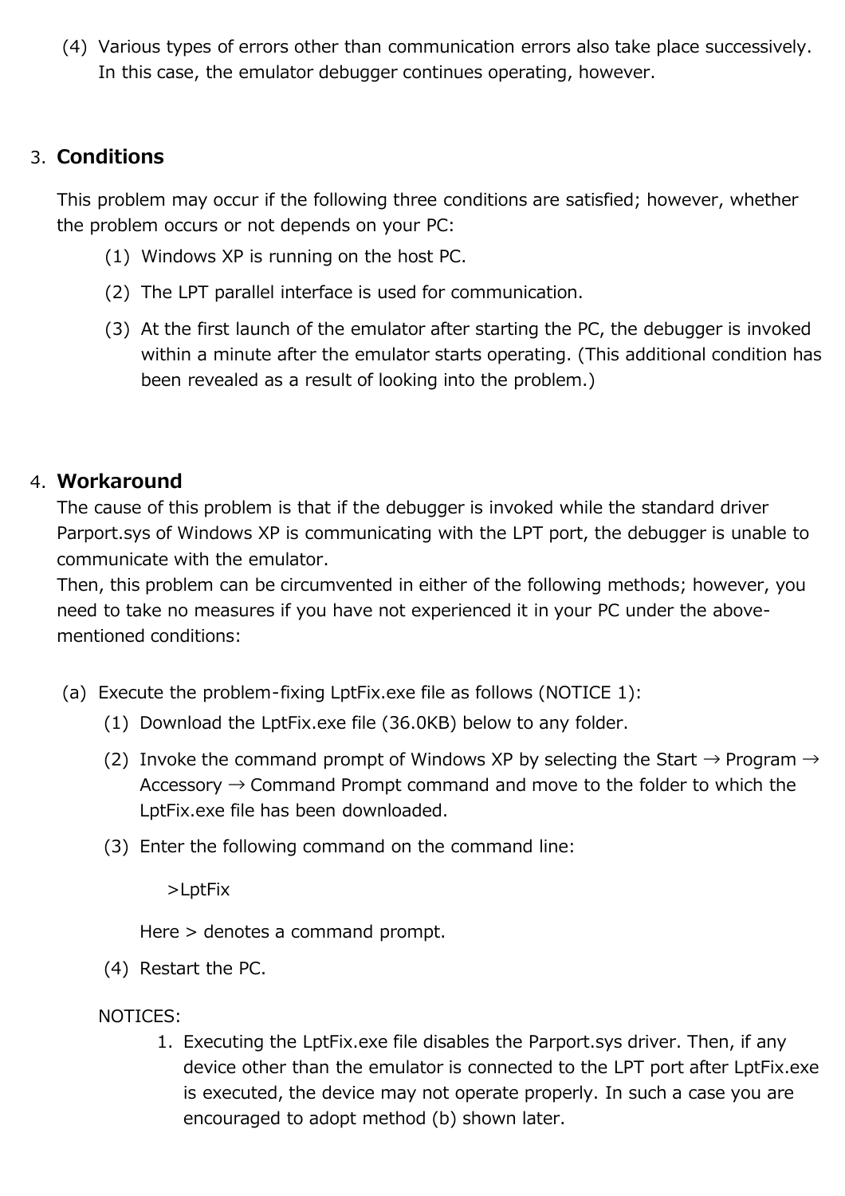(4) Various types of errors other than communication errors also take place successively. In this case, the emulator debugger continues operating, however.

## 3. Conditions

This problem may occur if the following three conditions are satisfied; however, whether the problem occurs or not depends on your PC:

(1) Windows XP is running on the host PC.

(2) The LPT parallel interface is used for communication.

(3) At the first launch of the emulator after starting the PC, the debugger is invoked within a minute after the emulator starts operating. (This additional condition has been revealed as a result of looking into the problem.)

## 4. Workaround

The cause of this problem is that if the debugger is invoked while the standard driver Parport.sys of Windows XP is communicating with the LPT port, the debugger is unable to communicate with the emulator.
Then, this problem can be circumvented in either of the following methods; however, you need to take no measures if you have not experienced it in your PC under the above-mentioned conditions:

(a) Execute the problem-fixing LptFix.exe file as follows (NOTICE 1):

(1) Download the LptFix.exe file (36.0KB) below to any folder.

(2) Invoke the command prompt of Windows XP by selecting the Start → Program → Accessory → Command Prompt command and move to the folder to which the LptFix.exe file has been downloaded.

(3) Enter the following command on the command line:

```
>LptFix
```

Here > denotes a command prompt.

(4) Restart the PC.

NOTICES:

1. Executing the LptFix.exe file disables the Parport.sys driver. Then, if any device other than the emulator is connected to the LPT port after LptFix.exe is executed, the device may not operate properly. In such a case you are encouraged to adopt method (b) shown later.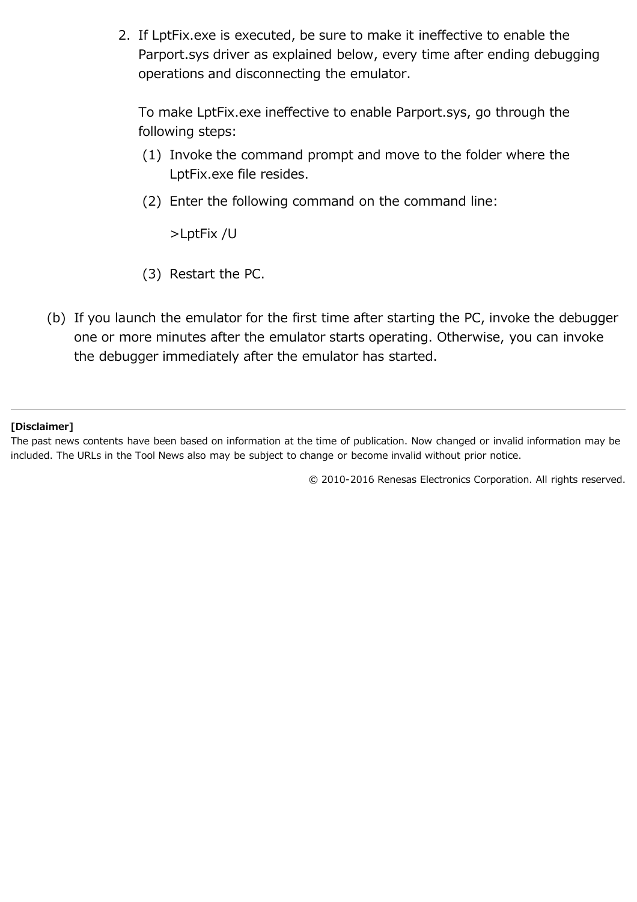2. If LptFix.exe is executed, be sure to make it ineffective to enable the Parport.sys driver as explained below, every time after ending debugging operations and disconnecting the emulator.

   To make LptFix.exe ineffective to enable Parport.sys, go through the following steps:

   (1) Invoke the command prompt and move to the folder where the LptFix.exe file resides.

   (2) Enter the following command on the command line:

   ```
   >LptFix /U
   ```

   (3) Restart the PC.

(b) If you launch the emulator for the first time after starting the PC, invoke the debugger one or more minutes after the emulator starts operating. Otherwise, you can invoke the debugger immediately after the emulator has started.

---

**[Disclaimer]**
The past news contents have been based on information at the time of publication. Now changed or invalid information may be included. The URLs in the Tool News also may be subject to change or become invalid without prior notice.

© 2010-2016 Renesas Electronics Corporation. All rights reserved.